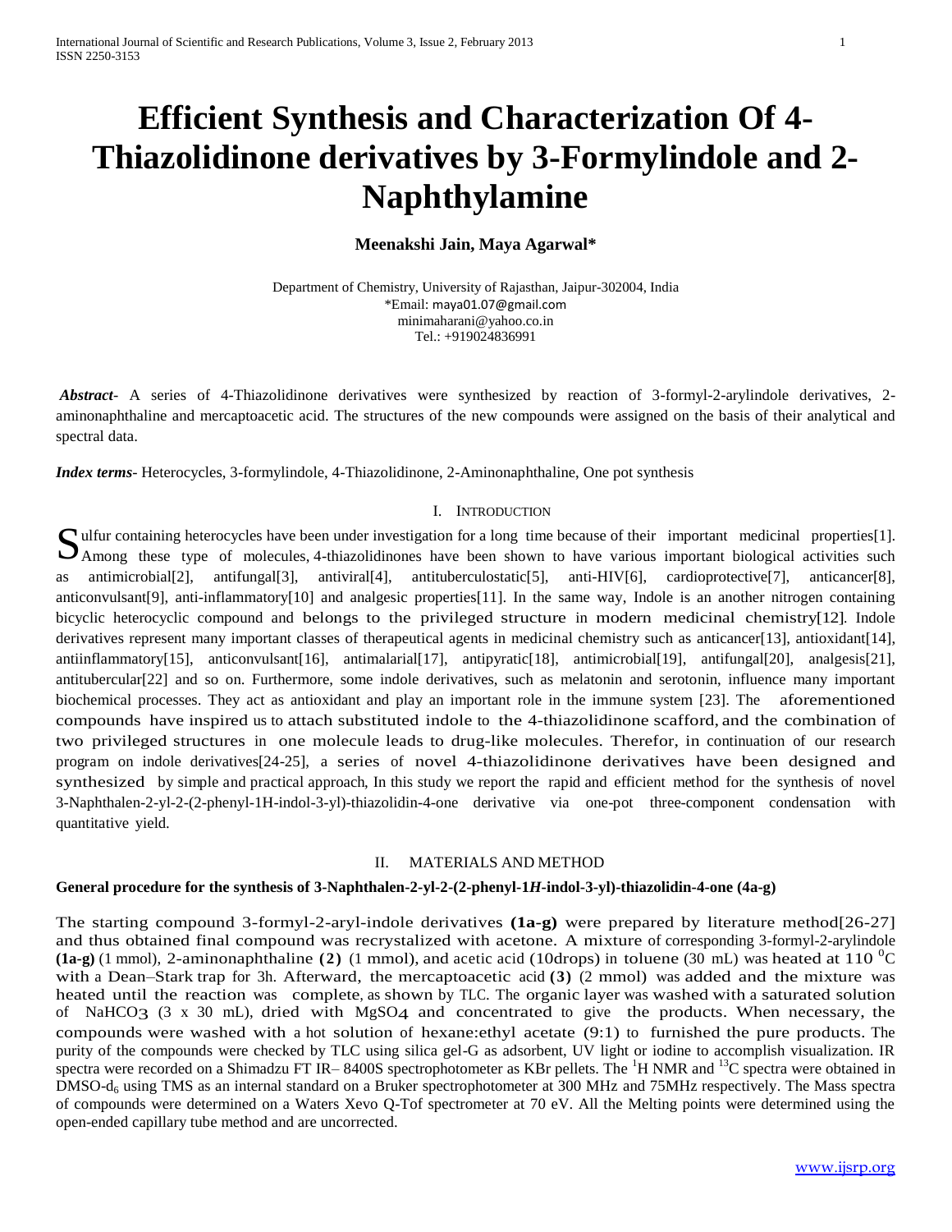# Efficient Synthesis and Characterization Of 4-Thiazolidinone derivatives by 3-Formylindole and 2-Naphthylamine

**Meenakshi Jain, Maya Agarwal***

Department of Chemistry, University of Rajasthan, Jaipur-302004, India
*Email: maya01.07@gmail.com
minimaharani@yahoo.co.in
Tel.: +919024836991

***Abstract***- A series of 4-Thiazolidinone derivatives were synthesized by reaction of 3-formyl-2-arylindole derivatives, 2-aminonaphthaline and mercaptoacetic acid. The structures of the new compounds were assigned on the basis of their analytical and spectral data.

***Index terms***- Heterocycles, 3-formylindole, 4-Thiazolidinone, 2-Aminonaphthaline, One pot synthesis

## I. Introduction

Sulfur containing heterocycles have been under investigation for a long time because of their important medicinal properties[1]. Among these type of molecules, 4-thiazolidinones have been shown to have various important biological activities such as antimicrobial[2], antifungal[3], antiviral[4], antituberculostatic[5], anti-HIV[6], cardioprotective[7], anticancer[8], anticonvulsant[9], anti-inflammatory[10] and analgesic properties[11]. In the same way, Indole is an another nitrogen containing bicyclic heterocyclic compound and belongs to the privileged structure in modern medicinal chemistry[12]. Indole derivatives represent many important classes of therapeutical agents in medicinal chemistry such as anticancer[13], antioxidant[14], antiinflammatory[15], anticonvulsant[16], antimalarial[17], antipyratic[18], antimicrobial[19], antifungal[20], analgesis[21], antitubercular[22] and so on. Furthermore, some indole derivatives, such as melatonin and serotonin, influence many important biochemical processes. They act as antioxidant and play an important role in the immune system [23]. The aforementioned compounds have inspired us to attach substituted indole to the 4-thiazolidinone scafford, and the combination of two privileged structures in one molecule leads to drug-like molecules. Therefor, in continuation of our research program on indole derivatives[24-25], a series of novel 4-thiazolidinone derivatives have been designed and synthesized by simple and practical approach, In this study we report the rapid and efficient method for the synthesis of novel 3-Naphthalen-2-yl-2-(2-phenyl-1H-indol-3-yl)-thiazolidin-4-one derivative via one-pot three-component condensation with quantitative yield.

## II. Materials and Method

**General procedure for the synthesis of 3-Naphthalen-2-yl-2-(2-phenyl-1*H*-indol-3-yl)-thiazolidin-4-one (4a-g)**

The starting compound 3-formyl-2-aryl-indole derivatives **(1a-g)** were prepared by literature method[26-27] and thus obtained final compound was recrystalized with acetone. A mixture of corresponding 3-formyl-2-arylindole **(1a-g)** (1 mmol), 2-aminonaphthaline **(2)** (1 mmol), and acetic acid (10drops) in toluene (30 mL) was heated at 110 $^{0}$C with a Dean–Stark trap for 3h. Afterward, the mercaptoacetic acid **(3)** (2 mmol) was added and the mixture was heated until the reaction was complete, as shown by TLC. The organic layer was washed with a saturated solution of $NaHCO_3$ (3 x 30 mL), dried with $MgSO_4$ and concentrated to give the products. When necessary, the compounds were washed with a hot solution of hexane:ethyl acetate (9:1) to furnished the pure products. The purity of the compounds were checked by TLC using silica gel-G as adsorbent, UV light or iodine to accomplish visualization. IR spectra were recorded on a Shimadzu FT IR– 8400S spectrophotometer as KBr pellets. The $^{1}$H NMR and $^{13}$C spectra were obtained in DMSO-$d_6$ using TMS as an internal standard on a Bruker spectrophotometer at 300 MHz and 75MHz respectively. The Mass spectra of compounds were determined on a Waters Xevo Q-Tof spectrometer at 70 eV. All the Melting points were determined using the open-ended capillary tube method and are uncorrected.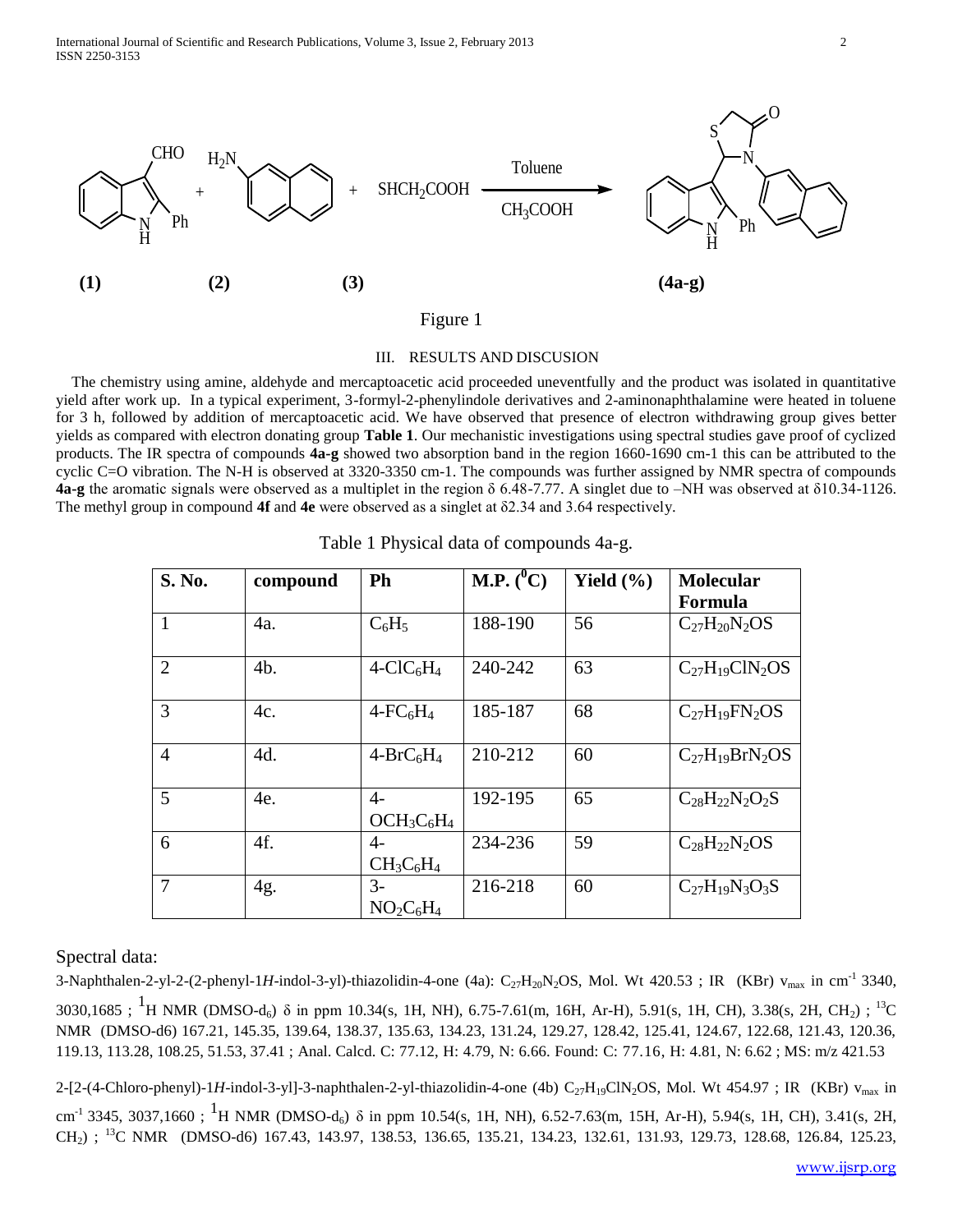Figure 1

## III. RESULTS AND DISCUSION

The chemistry using amine, aldehyde and mercaptoacetic acid proceeded uneventfully and the product was isolated in quantitative yield after work up. In a typical experiment, 3-formyl-2-phenylindole derivatives and 2-aminonaphthalamine were heated in toluene for 3 h, followed by addition of mercaptoacetic acid. We have observed that presence of electron withdrawing group gives better yields as compared with electron donating group **Table 1**. Our mechanistic investigations using spectral studies gave proof of cyclized products. The IR spectra of compounds **4a-g** showed two absorption band in the region 1660-1690 cm-1 this can be attributed to the cyclic C=O vibration. The N-H is observed at 3320-3350 cm-1. The compounds was further assigned by NMR spectra of compounds **4a-g** the aromatic signals were observed as a multiplet in the region δ 6.48-7.77. A singlet due to –NH was observed at δ10.34-1126. The methyl group in compound **4f** and **4e** were observed as a singlet at δ2.34 and 3.64 respectively.

Table 1 Physical data of compounds 4a-g.

| S. No. | compound | Ph | M.P. ($^0$C) | Yield (%) | Molecular Formula |
|---|---|---|---|---|---|
| 1 | 4a. | $C_6H_5$ | 188-190 | 56 | $C_{27}H_{20}N_2OS$ |
| 2 | 4b. | 4-$ClC_6H_4$ | 240-242 | 63 | $C_{27}H_{19}ClN_2OS$ |
| 3 | 4c. | 4-$FC_6H_4$ | 185-187 | 68 | $C_{27}H_{19}FN_2OS$ |
| 4 | 4d. | 4-$BrC_6H_4$ | 210-212 | 60 | $C_{27}H_{19}BrN_2OS$ |
| 5 | 4e. | 4-$OCH_3C_6H_4$ | 192-195 | 65 | $C_{28}H_{22}N_2O_2S$ |
| 6 | 4f. | 4-$CH_3C_6H_4$ | 234-236 | 59 | $C_{28}H_{22}N_2OS$ |
| 7 | 4g. | 3-$NO_2C_6H_4$ | 216-218 | 60 | $C_{27}H_{19}N_3O_3S$ |

Spectral data:

3-Naphthalen-2-yl-2-(2-phenyl-1*H*-indol-3-yl)-thiazolidin-4-one (4a): $C_{27}H_{20}N_2OS$, Mol. Wt 420.53 ; IR (KBr) $v_{max}$ in cm$^{-1}$ 3340, 3030,1685 ; $^1$H NMR (DMSO-$d_6$) δ in ppm 10.34(s, 1H, NH), 6.75-7.61(m, 16H, Ar-H), 5.91(s, 1H, CH), 3.38(s, 2H, $CH_2$) ; $^{13}$C NMR (DMSO-d6) 167.21, 145.35, 139.64, 138.37, 135.63, 134.23, 131.24, 129.27, 128.42, 125.41, 124.67, 122.68, 121.43, 120.36, 119.13, 113.28, 108.25, 51.53, 37.41 ; Anal. Calcd. C: 77.12, H: 4.79, N: 6.66. Found: C: 77.16, H: 4.81, N: 6.62 ; MS: m/z 421.53

2-[2-(4-Chloro-phenyl)-1*H*-indol-3-yl]-3-naphthalen-2-yl-thiazolidin-4-one (4b) $C_{27}H_{19}ClN_2OS$, Mol. Wt 454.97 ; IR (KBr) $v_{max}$ in cm$^{-1}$ 3345, 3037,1660 ; $^1$H NMR (DMSO-$d_6$) δ in ppm 10.54(s, 1H, NH), 6.52-7.63(m, 15H, Ar-H), 5.94(s, 1H, CH), 3.41(s, 2H, $CH_2$) ; $^{13}$C NMR (DMSO-d6) 167.43, 143.97, 138.53, 136.65, 135.21, 134.23, 132.61, 131.93, 129.73, 128.68, 126.84, 125.23,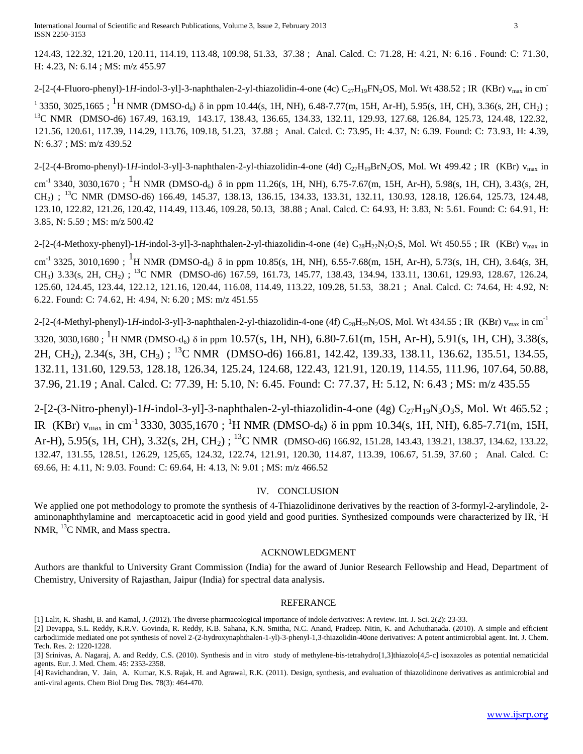124.43, 122.32, 121.20, 120.11, 114.19, 113.48, 109.98, 51.33, 37.38 ; Anal. Calcd. C: 71.28, H: 4.21, N: 6.16 . Found: C: 71.30, H: 4.23, N: 6.14 ; MS: m/z 455.97

2-[2-(4-Fluoro-phenyl)-1*H*-indol-3-yl]-3-naphthalen-2-yl-thiazolidin-4-one (4c) $C_{27}H_{19}FN_2OS$, Mol. Wt 438.52 ; IR (KBr) $v_{max}$ in $cm^{-1}$ 3350, 3025,1665 ; $^1$H NMR (DMSO-$d_6$) δ in ppm 10.44(s, 1H, NH), 6.48-7.77(m, 15H, Ar-H), 5.95(s, 1H, CH), 3.36(s, 2H, $CH_2$) ; $^{13}$C NMR (DMSO-d6) 167.49, 163.19, 143.17, 138.43, 136.65, 134.33, 132.11, 129.93, 127.68, 126.84, 125.73, 124.48, 122.32, 121.56, 120.61, 117.39, 114.29, 113.76, 109.18, 51.23, 37.88 ; Anal. Calcd. C: 73.95, H: 4.37, N: 6.39. Found: C: 73.93, H: 4.39, N: 6.37 ; MS: m/z 439.52

2-[2-(4-Bromo-phenyl)-1*H*-indol-3-yl]-3-naphthalen-2-yl-thiazolidin-4-one (4d) $C_{27}H_{19}BrN_2OS$, Mol. Wt 499.42 ; IR (KBr) $v_{max}$ in $cm^{-1}$ 3340, 3030,1670 ; $^1$H NMR (DMSO-$d_6$) δ in ppm 11.26(s, 1H, NH), 6.75-7.67(m, 15H, Ar-H), 5.98(s, 1H, CH), 3.43(s, 2H, $CH_2$) ; $^{13}$C NMR (DMSO-d6) 166.49, 145.37, 138.13, 136.15, 134.33, 133.31, 132.11, 130.93, 128.18, 126.64, 125.73, 124.48, 123.10, 122.82, 121.26, 120.42, 114.49, 113.46, 109.28, 50.13, 38.88 ; Anal. Calcd. C: 64.93, H: 3.83, N: 5.61. Found: C: 64.91, H: 3.85, N: 5.59 ; MS: m/z 500.42

2-[2-(4-Methoxy-phenyl)-1*H*-indol-3-yl]-3-naphthalen-2-yl-thiazolidin-4-one (4e) $C_{28}H_{22}N_2O_2S$, Mol. Wt 450.55 ; IR (KBr) $v_{max}$ in $cm^{-1}$ 3325, 3010,1690 ; $^1$H NMR (DMSO-$d_6$) δ in ppm 10.85(s, 1H, NH), 6.55-7.68(m, 15H, Ar-H), 5.73(s, 1H, CH), 3.64(s, 3H, $CH_3$) 3.33(s, 2H, $CH_2$) ; $^{13}$C NMR (DMSO-d6) 167.59, 161.73, 145.77, 138.43, 134.94, 133.11, 130.61, 129.93, 128.67, 126.24, 125.60, 124.45, 123.44, 122.12, 121.16, 120.44, 116.08, 114.49, 113.22, 109.28, 51.53, 38.21 ; Anal. Calcd. C: 74.64, H: 4.92, N: 6.22. Found: C: 74.62, H: 4.94, N: 6.20 ; MS: m/z 451.55

2-[2-(4-Methyl-phenyl)-1*H*-indol-3-yl]-3-naphthalen-2-yl-thiazolidin-4-one (4f) $C_{28}H_{22}N_2OS$, Mol. Wt 434.55 ; IR (KBr) $v_{max}$ in $cm^{-1}$ 3320, 3030,1680 ; $^1$H NMR (DMSO-$d_6$) δ in ppm 10.57(s, 1H, NH), 6.80-7.61(m, 15H, Ar-H), 5.91(s, 1H, CH), 3.38(s, 2H, $CH_2$), 2.34(s, 3H, $CH_3$) ; $^{13}$C NMR (DMSO-d6) 166.81, 142.42, 139.33, 138.11, 136.62, 135.51, 134.55, 132.11, 131.60, 129.53, 128.18, 126.34, 125.24, 124.68, 122.43, 121.91, 120.19, 114.55, 111.96, 107.64, 50.88, 37.96, 21.19 ; Anal. Calcd. C: 77.39, H: 5.10, N: 6.45. Found: C: 77.37, H: 5.12, N: 6.43 ; MS: m/z 435.55

2-[2-(3-Nitro-phenyl)-1*H*-indol-3-yl]-3-naphthalen-2-yl-thiazolidin-4-one (4g) $C_{27}H_{19}N_3O_3S$, Mol. Wt 465.52 ; IR (KBr) $v_{max}$ in $cm^{-1}$ 3330, 3035,1670 ; $^1$H NMR (DMSO-$d_6$) δ in ppm 10.34(s, 1H, NH), 6.85-7.71(m, 15H, Ar-H), 5.95(s, 1H, CH), 3.32(s, 2H, $CH_2$) ; $^{13}$C NMR (DMSO-d6) 166.92, 151.28, 143.43, 139.21, 138.37, 134.62, 133.22, 132.47, 131.55, 128.51, 126.29, 125,65, 124.32, 122.74, 121.91, 120.30, 114.87, 113.39, 106.67, 51.59, 37.60 ; Anal. Calcd. C: 69.66, H: 4.11, N: 9.03. Found: C: 69.64, H: 4.13, N: 9.01 ; MS: m/z 466.52

## IV. CONCLUSION

We applied one pot methodology to promote the synthesis of 4-Thiazolidinone derivatives by the reaction of 3-formyl-2-arylindole, 2-aminonaphthylamine and mercaptoacetic acid in good yield and good purities. Synthesized compounds were characterized by IR, $^1$H NMR, $^{13}$C NMR, and Mass spectra.

## ACKNOWLEDGMENT

Authors are thankful to University Grant Commission (India) for the award of Junior Research Fellowship and Head, Department of Chemistry, University of Rajasthan, Jaipur (India) for spectral data analysis.

## REFERANCE

[1] Lalit, K. Shashi, B. and Kamal, J. (2012). The diverse pharmacological importance of indole derivatives: A review. Int. J. Sci. 2(2): 23-33.

[2] Devappa, S.L. Reddy, K.R.V. Govinda, R. Reddy, K.B. Sahana, K.N. Smitha, N.C. Anand, Pradeep. Nitin, K. and Achuthanada. (2010). A simple and efficient carbodiimide mediated one pot synthesis of novel 2-(2-hydroxynaphthalen-1-yl)-3-phenyl-1,3-thiazolidin-40one derivatives: A potent antimicrobial agent. Int. J. Chem. Tech. Res. 2: 1220-1228.

[3] Srinivas, A. Nagaraj, A. and Reddy, C.S. (2010). Synthesis and in vitro study of methylene-bis-tetrahydro[1,3]thiazolo[4,5-c] isoxazoles as potential nematicidal agents. Eur. J. Med. Chem. 45: 2353-2358.

[4] Ravichandran, V. Jain, A. Kumar, K.S. Rajak, H. and Agrawal, R.K. (2011). Design, synthesis, and evaluation of thiazolidinone derivatives as antimicrobial and anti-viral agents. Chem Biol Drug Des. 78(3): 464-470.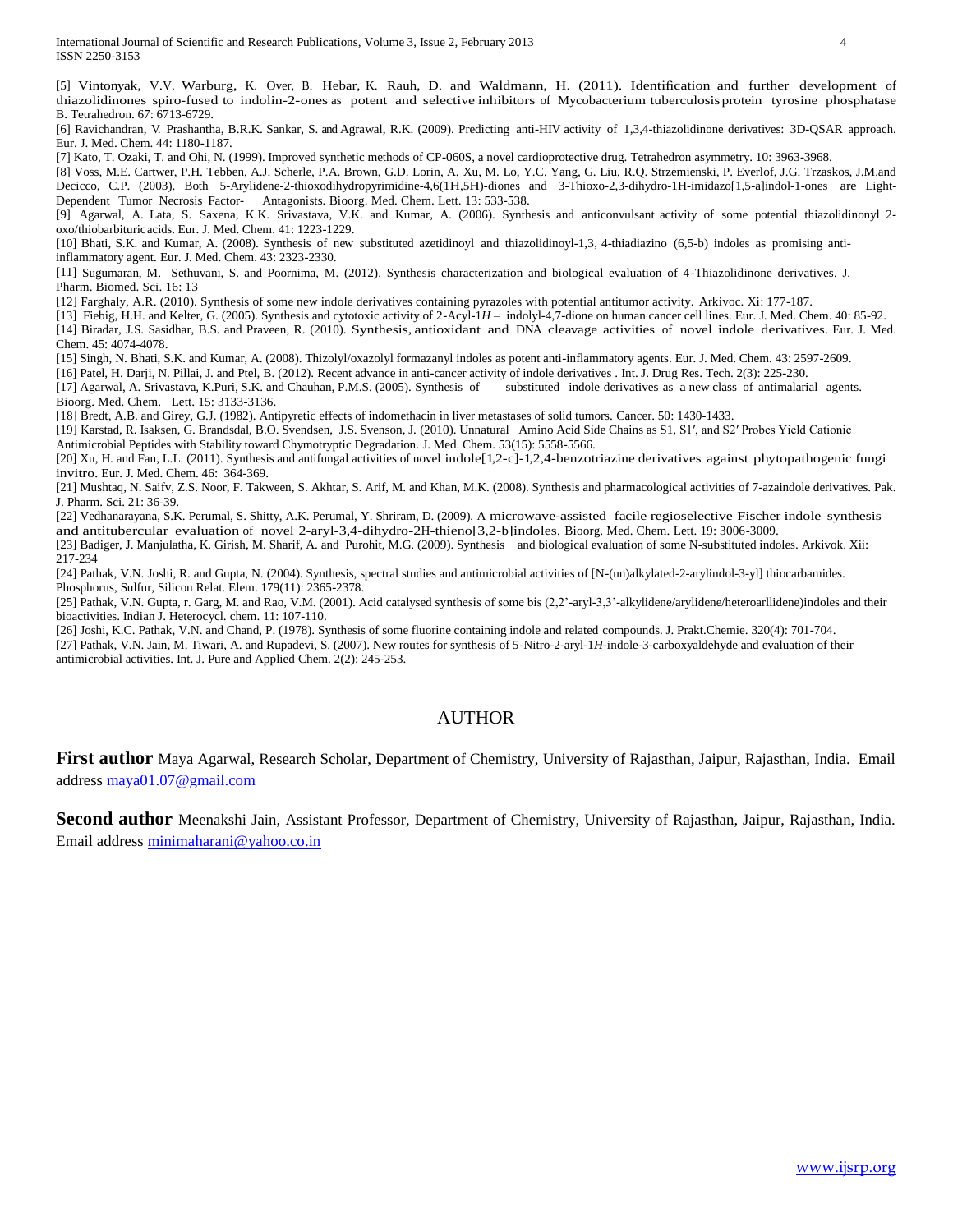[5] Vintonyak, V.V. Warburg, K. Over, B. Hebar, K. Rauh, D. and Waldmann, H. (2011). Identification and further development of thiazolidinones spiro-fused to indolin-2-ones as potent and selective inhibitors of Mycobacterium tuberculosis protein tyrosine phosphatase B. Tetrahedron. 67: 6713-6729.

[6] Ravichandran, V. Prashantha, B.R.K. Sankar, S. and Agrawal, R.K. (2009). Predicting anti-HIV activity of 1,3,4-thiazolidinone derivatives: 3D-QSAR approach. Eur. J. Med. Chem. 44: 1180-1187.

[7] Kato, T. Ozaki, T. and Ohi, N. (1999). Improved synthetic methods of CP-060S, a novel cardioprotective drug. Tetrahedron asymmetry. 10: 3963-3968.

[8] Voss, M.E. Cartwer, P.H. Tebben, A.J. Scherle, P.A. Brown, G.D. Lorin, A. Xu, M. Lo, Y.C. Yang, G. Liu, R.Q. Strzemienski, P. Everlof, J.G. Trzaskos, J.M.and Decicco, C.P. (2003). Both 5-Arylidene-2-thioxodihydropyrimidine-4,6(1H,5H)-diones and 3-Thioxo-2,3-dihydro-1H-imidazo[1,5-a]indol-1-ones are Light-Dependent Tumor Necrosis Factor- Antagonists. Bioorg. Med. Chem. Lett. 13: 533-538.

[9] Agarwal, A. Lata, S. Saxena, K.K. Srivastava, V.K. and Kumar, A. (2006). Synthesis and anticonvulsant activity of some potential thiazolidinonyl 2-oxo/thiobarbituric acids. Eur. J. Med. Chem. 41: 1223-1229.

[10] Bhati, S.K. and Kumar, A. (2008). Synthesis of new substituted azetidinoyl and thiazolidinoyl-1,3, 4-thiadiazino (6,5-b) indoles as promising anti-inflammatory agent. Eur. J. Med. Chem. 43: 2323-2330.

[11] Sugumaran, M. Sethuvani, S. and Poornima, M. (2012). Synthesis characterization and biological evaluation of 4-Thiazolidinone derivatives. J. Pharm. Biomed. Sci. 16: 13

[12] Farghaly, A.R. (2010). Synthesis of some new indole derivatives containing pyrazoles with potential antitumor activity. Arkivoc. Xi: 177-187.

[13] Fiebig, H.H. and Kelter, G. (2005). Synthesis and cytotoxic activity of 2-Acyl-1*H* – indolyl-4,7-dione on human cancer cell lines. Eur. J. Med. Chem. 40: 85-92.

[14] Biradar, J.S. Sasidhar, B.S. and Praveen, R. (2010). Synthesis, antioxidant and DNA cleavage activities of novel indole derivatives. Eur. J. Med. Chem. 45: 4074-4078.

[15] Singh, N. Bhati, S.K. and Kumar, A. (2008). Thizolyl/oxazolyl formazanyl indoles as potent anti-inflammatory agents. Eur. J. Med. Chem. 43: 2597-2609.

[16] Patel, H. Darji, N. Pillai, J. and Ptel, B. (2012). Recent advance in anti-cancer activity of indole derivatives . Int. J. Drug Res. Tech. 2(3): 225-230.

[17] Agarwal, A. Srivastava, K.Puri, S.K. and Chauhan, P.M.S. (2005). Synthesis of substituted indole derivatives as a new class of antimalarial agents. Bioorg. Med. Chem. Lett. 15: 3133-3136.

[18] Bredt, A.B. and Girey, G.J. (1982). Antipyretic effects of indomethacin in liver metastases of solid tumors. Cancer. 50: 1430-1433.

[19] Karstad, R. Isaksen, G. Brandsdal, B.O. Svendsen, J.S. Svenson, J. (2010). Unnatural Amino Acid Side Chains as S1, S1′, and S2′ Probes Yield Cationic Antimicrobial Peptides with Stability toward Chymotryptic Degradation. J. Med. Chem. 53(15): 5558-5566.

[20] Xu, H. and Fan, L.L. (2011). Synthesis and antifungal activities of novel indole[1,2-c]-1,2,4-benzotriazine derivatives against phytopathogenic fungi invitro. Eur. J. Med. Chem. 46: 364-369.

[21] Mushtaq, N. Saifv, Z.S. Noor, F. Takween, S. Akhtar, S. Arif, M. and Khan, M.K. (2008). Synthesis and pharmacological activities of 7-azaindole derivatives. Pak. J. Pharm. Sci. 21: 36-39.

[22] Vedhanarayana, S.K. Perumal, S. Shitty, A.K. Perumal, Y. Shriram, D. (2009). A microwave-assisted facile regioselective Fischer indole synthesis and antitubercular evaluation of novel 2-aryl-3,4-dihydro-2H-thieno[3,2-b]indoles. Bioorg. Med. Chem. Lett. 19: 3006-3009.

[23] Badiger, J. Manjulatha, K. Girish, M. Sharif, A. and Purohit, M.G. (2009). Synthesis and biological evaluation of some N-substituted indoles. Arkivok. Xii: 217-234

[24] Pathak, V.N. Joshi, R. and Gupta, N. (2004). Synthesis, spectral studies and antimicrobial activities of [N-(un)alkylated-2-arylindol-3-yl] thiocarbamides. Phosphorus, Sulfur, Silicon Relat. Elem. 179(11): 2365-2378.

[25] Pathak, V.N. Gupta, r. Garg, M. and Rao, V.M. (2001). Acid catalysed synthesis of some bis (2,2'-aryl-3,3'-alkylidene/arylidene/heteroarllidene)indoles and their bioactivities. Indian J. Heterocycl. chem. 11: 107-110.

[26] Joshi, K.C. Pathak, V.N. and Chand, P. (1978). Synthesis of some fluorine containing indole and related compounds. J. Prakt.Chemie. 320(4): 701-704.

[27] Pathak, V.N. Jain, M. Tiwari, A. and Rupadevi, S. (2007). New routes for synthesis of 5-Nitro-2-aryl-1*H*-indole-3-carboxyaldehyde and evaluation of their antimicrobial activities. Int. J. Pure and Applied Chem. 2(2): 245-253.

## AUTHOR

**First author** Maya Agarwal, Research Scholar, Department of Chemistry, University of Rajasthan, Jaipur, Rajasthan, India. Email address maya01.07@gmail.com

**Second author** Meenakshi Jain, Assistant Professor, Department of Chemistry, University of Rajasthan, Jaipur, Rajasthan, India. Email address minimaharani@yahoo.co.in